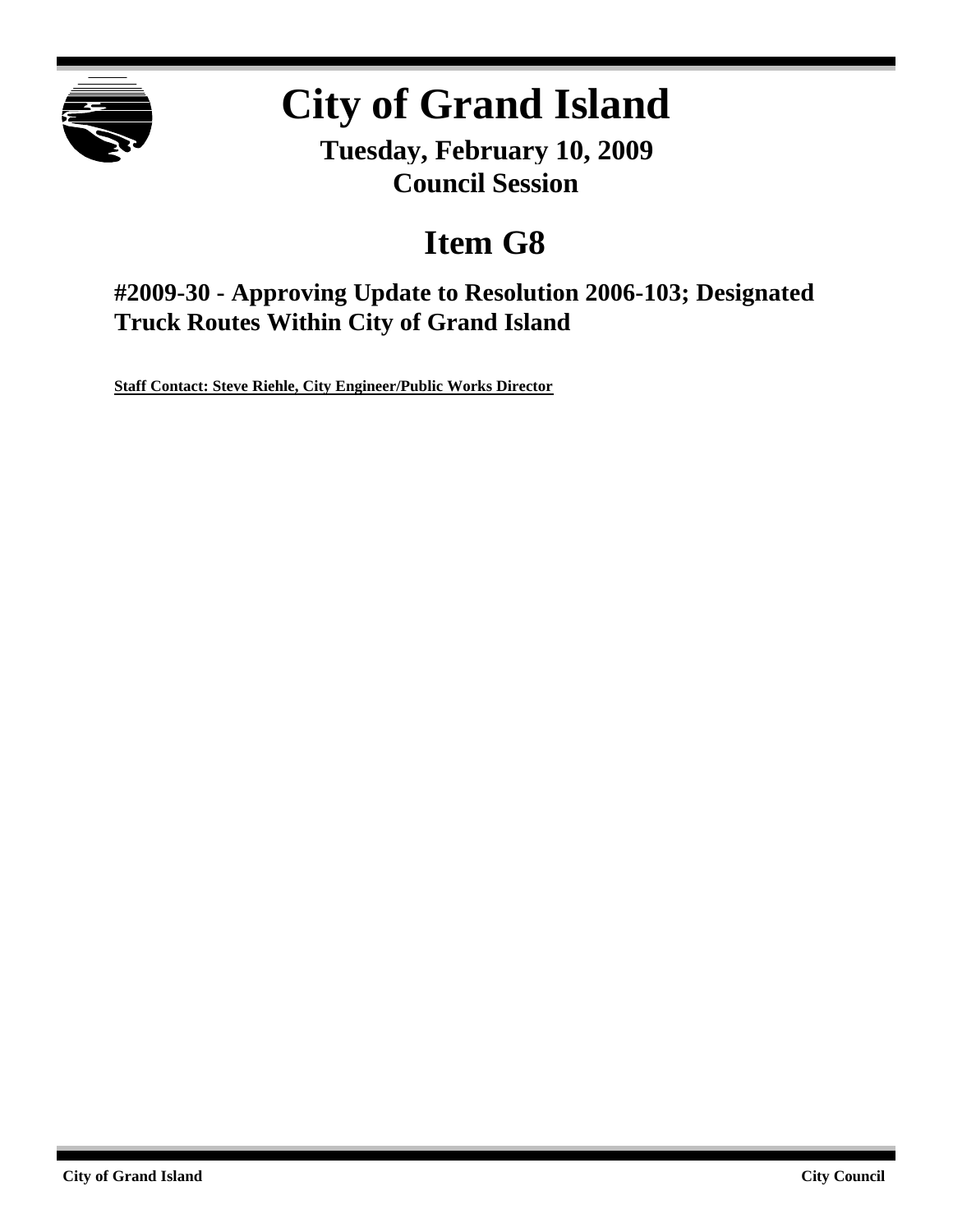# City of Grand Island

**Tuesday, February 10, 2009**
**Council Session**

## Item G8

### #2009-30 - Approving Update to Resolution 2006-103; Designated Truck Routes Within City of Grand Island

**Staff Contact: Steve Riehle, City Engineer/Public Works Director**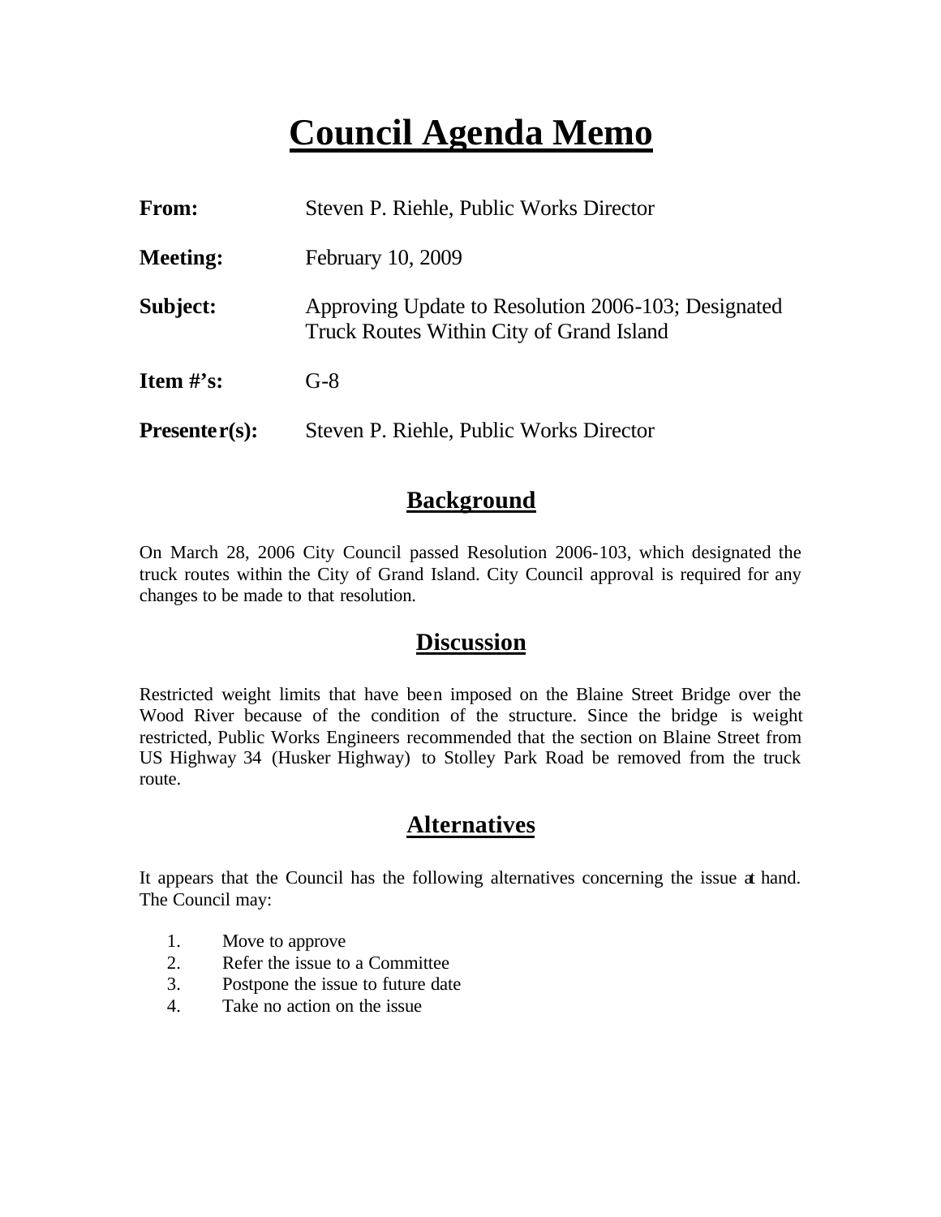# Council Agenda Memo

**From:** Steven P. Riehle, Public Works Director

**Meeting:** February 10, 2009

**Subject:** Approving Update to Resolution 2006-103; Designated Truck Routes Within City of Grand Island

**Item #'s:** G-8

**Presenter(s):** Steven P. Riehle, Public Works Director

## Background

On March 28, 2006 City Council passed Resolution 2006-103, which designated the truck routes within the City of Grand Island. City Council approval is required for any changes to be made to that resolution.

## Discussion

Restricted weight limits that have been imposed on the Blaine Street Bridge over the Wood River because of the condition of the structure. Since the bridge is weight restricted, Public Works Engineers recommended that the section on Blaine Street from US Highway 34 (Husker Highway) to Stolley Park Road be removed from the truck route.

## Alternatives

It appears that the Council has the following alternatives concerning the issue at hand. The Council may:

1. Move to approve
2. Refer the issue to a Committee
3. Postpone the issue to future date
4. Take no action on the issue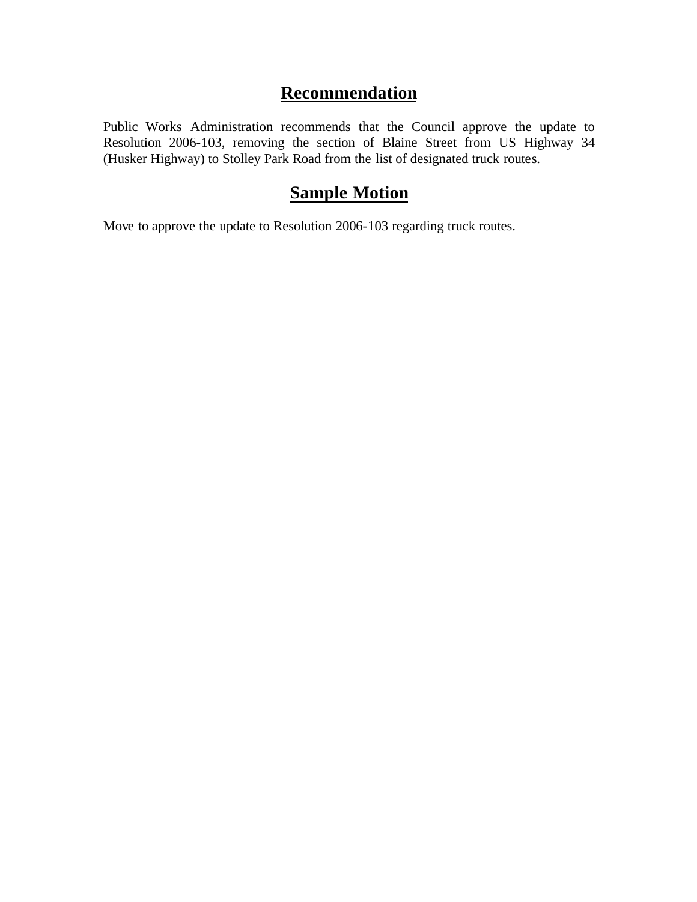## Recommendation

Public Works Administration recommends that the Council approve the update to Resolution 2006-103, removing the section of Blaine Street from US Highway 34 (Husker Highway) to Stolley Park Road from the list of designated truck routes.

## Sample Motion

Move to approve the update to Resolution 2006-103 regarding truck routes.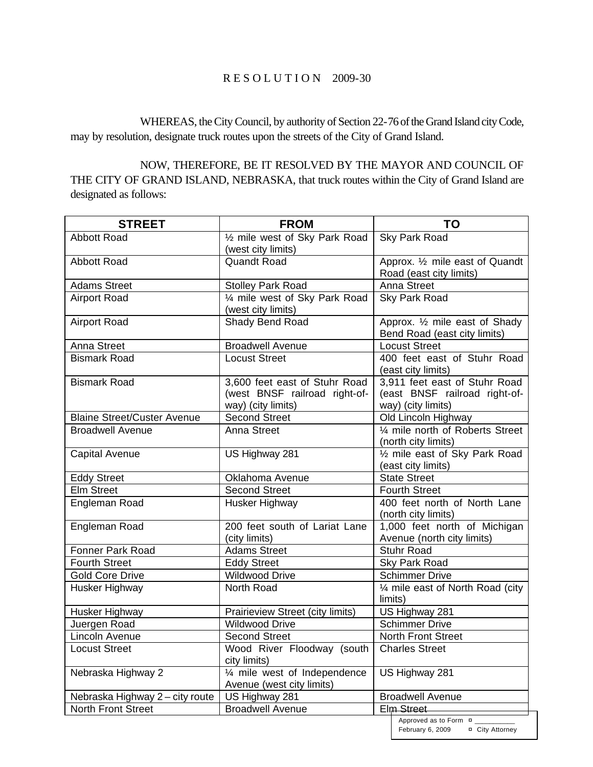# R E S O L U T I O N 2009-30

WHEREAS, the City Council, by authority of Section 22-76 of the Grand Island city Code, may by resolution, designate truck routes upon the streets of the City of Grand Island.

NOW, THEREFORE, BE IT RESOLVED BY THE MAYOR AND COUNCIL OF THE CITY OF GRAND ISLAND, NEBRASKA, that truck routes within the City of Grand Island are designated as follows:

| STREET | FROM | TO |
|---|---|---|
| Abbott Road | ½ mile west of Sky Park Road (west city limits) | Sky Park Road |
| Abbott Road | Quandt Road | Approx. ½ mile east of Quandt Road (east city limits) |
| Adams Street | Stolley Park Road | Anna Street |
| Airport Road | ¼ mile west of Sky Park Road (west city limits) | Sky Park Road |
| Airport Road | Shady Bend Road | Approx. ½ mile east of Shady Bend Road (east city limits) |
| Anna Street | Broadwell Avenue | Locust Street |
| Bismark Road | Locust Street | 400 feet east of Stuhr Road (east city limits) |
| Bismark Road | 3,600 feet east of Stuhr Road (west BNSF railroad right-of-way) (city limits) | 3,911 feet east of Stuhr Road (east BNSF railroad right-of-way) (city limits) |
| Blaine Street/Custer Avenue | Second Street | Old Lincoln Highway |
| Broadwell Avenue | Anna Street | ¼ mile north of Roberts Street (north city limits) |
| Capital Avenue | US Highway 281 | ½ mile east of Sky Park Road (east city limits) |
| Eddy Street | Oklahoma Avenue | State Street |
| Elm Street | Second Street | Fourth Street |
| Engleman Road | Husker Highway | 400 feet north of North Lane (north city limits) |
| Engleman Road | 200 feet south of Lariat Lane (city limits) | 1,000 feet north of Michigan Avenue (north city limits) |
| Fonner Park Road | Adams Street | Stuhr Road |
| Fourth Street | Eddy Street | Sky Park Road |
| Gold Core Drive | Wildwood Drive | Schimmer Drive |
| Husker Highway | North Road | ¼ mile east of North Road (city limits) |
| Husker Highway | Prairieview Street (city limits) | US Highway 281 |
| Juergen Road | Wildwood Drive | Schimmer Drive |
| Lincoln Avenue | Second Street | North Front Street |
| Locust Street | Wood River Floodway (south city limits) | Charles Street |
| Nebraska Highway 2 | ¼ mile west of Independence Avenue (west city limits) | US Highway 281 |
| Nebraska Highway 2 – city route | US Highway 281 | Broadwell Avenue |
| North Front Street | Broadwell Avenue | Elm Street |

Approved as to Form ¤ ___________
February 6, 2009 ¤ City Attorney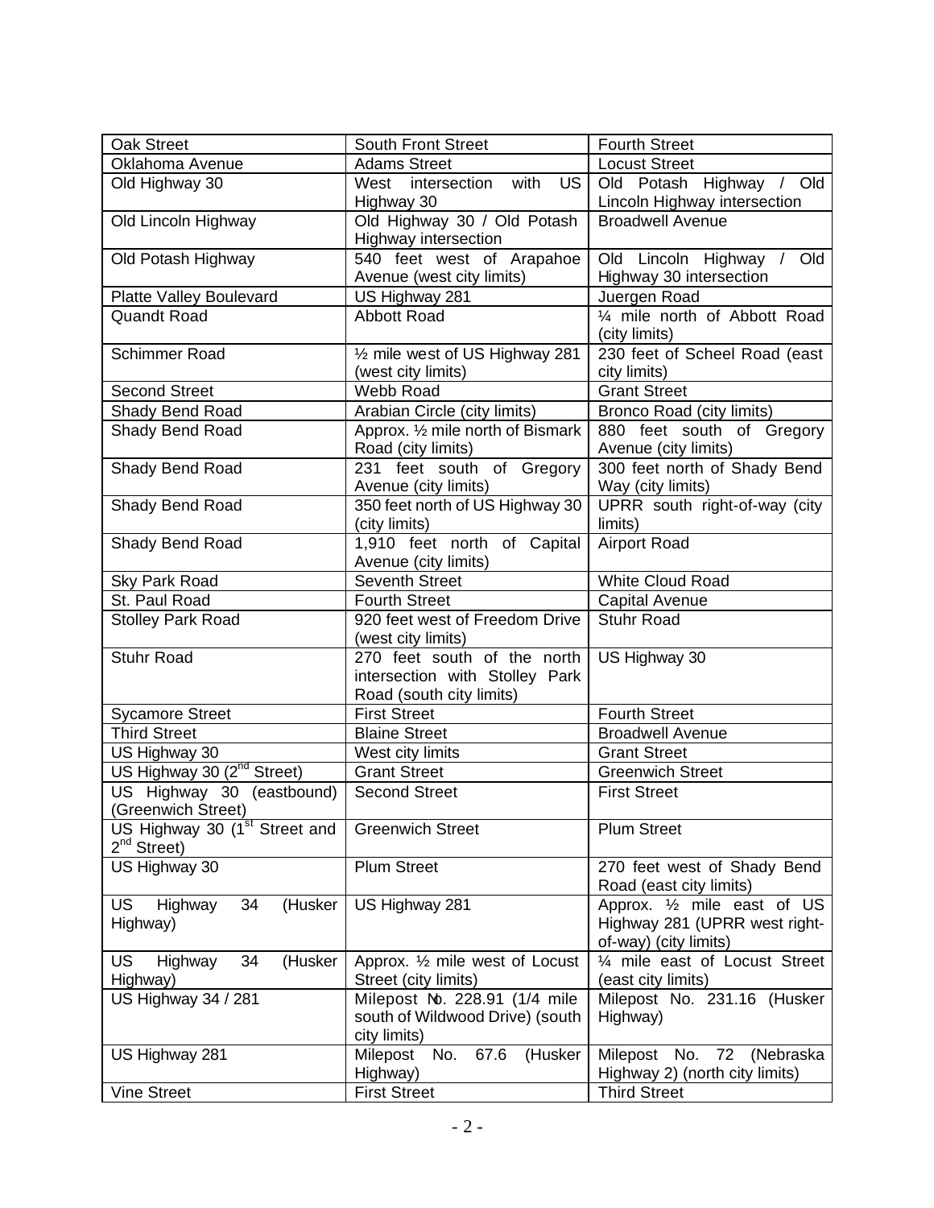| Oak Street | South Front Street | Fourth Street |
|---|---|---|
| Oklahoma Avenue | Adams Street | Locust Street |
| Old Highway 30 | West intersection with US Highway 30 | Old Potash Highway / Old Lincoln Highway intersection |
| Old Lincoln Highway | Old Highway 30 / Old Potash Highway intersection | Broadwell Avenue |
| Old Potash Highway | 540 feet west of Arapahoe Avenue (west city limits) | Old Lincoln Highway / Old Highway 30 intersection |
| Platte Valley Boulevard | US Highway 281 | Juergen Road |
| Quandt Road | Abbott Road | ¼ mile north of Abbott Road (city limits) |
| Schimmer Road | ½ mile west of US Highway 281 (west city limits) | 230 feet of Scheel Road (east city limits) |
| Second Street | Webb Road | Grant Street |
| Shady Bend Road | Arabian Circle (city limits) | Bronco Road (city limits) |
| Shady Bend Road | Approx. ½ mile north of Bismark Road (city limits) | 880 feet south of Gregory Avenue (city limits) |
| Shady Bend Road | 231 feet south of Gregory Avenue (city limits) | 300 feet north of Shady Bend Way (city limits) |
| Shady Bend Road | 350 feet north of US Highway 30 (city limits) | UPRR south right-of-way (city limits) |
| Shady Bend Road | 1,910 feet north of Capital Avenue (city limits) | Airport Road |
| Sky Park Road | Seventh Street | White Cloud Road |
| St. Paul Road | Fourth Street | Capital Avenue |
| Stolley Park Road | 920 feet west of Freedom Drive (west city limits) | Stuhr Road |
| Stuhr Road | 270 feet south of the north intersection with Stolley Park Road (south city limits) | US Highway 30 |
| Sycamore Street | First Street | Fourth Street |
| Third Street | Blaine Street | Broadwell Avenue |
| US Highway 30 | West city limits | Grant Street |
| US Highway 30 (2nd Street) | Grant Street | Greenwich Street |
| US Highway 30 (eastbound) (Greenwich Street) | Second Street | First Street |
| US Highway 30 (1st Street and 2nd Street) | Greenwich Street | Plum Street |
| US Highway 30 | Plum Street | 270 feet west of Shady Bend Road (east city limits) |
| US Highway 34 (Husker Highway) | US Highway 281 | Approx. ½ mile east of US Highway 281 (UPRR west right-of-way) (city limits) |
| US Highway 34 (Husker Highway) | Approx. ½ mile west of Locust Street (city limits) | ¼ mile east of Locust Street (east city limits) |
| US Highway 34 / 281 | Milepost No. 228.91 (1/4 mile south of Wildwood Drive) (south city limits) | Milepost No. 231.16 (Husker Highway) |
| US Highway 281 | Milepost No. 67.6 (Husker Highway) | Milepost No. 72 (Nebraska Highway 2) (north city limits) |
| Vine Street | First Street | Third Street |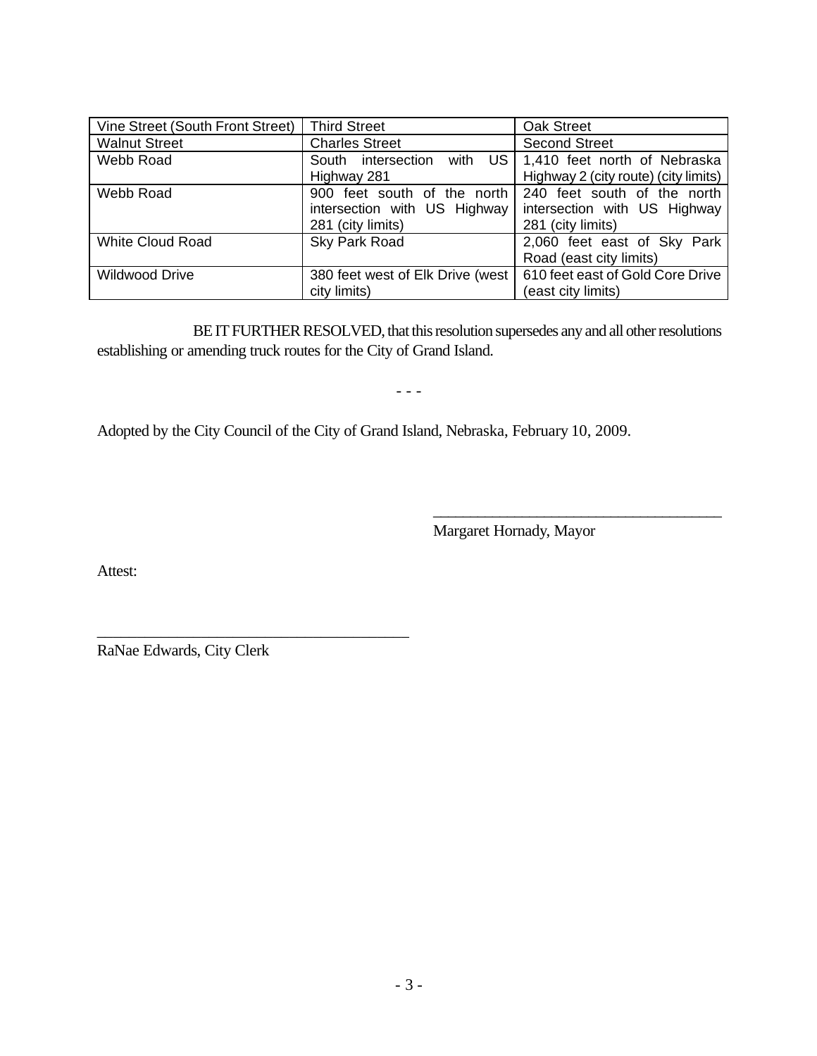| | | |
|---|---|---|
| Vine Street (South Front Street) | Third Street | Oak Street |
| Walnut Street | Charles Street | Second Street |
| Webb Road | South intersection with US Highway 281 | 1,410 feet north of Nebraska Highway 2 (city route) (city limits) |
| Webb Road | 900 feet south of the north intersection with US Highway 281 (city limits) | 240 feet south of the north intersection with US Highway 281 (city limits) |
| White Cloud Road | Sky Park Road | 2,060 feet east of Sky Park Road (east city limits) |
| Wildwood Drive | 380 feet west of Elk Drive (west city limits) | 610 feet east of Gold Core Drive (east city limits) |

BE IT FURTHER RESOLVED, that this resolution supersedes any and all other resolutions establishing or amending truck routes for the City of Grand Island.

- - -

Adopted by the City Council of the City of Grand Island, Nebraska, February 10, 2009.

_____________________________________
Margaret Hornady, Mayor

Attest:

_____________________________________
RaNae Edwards, City Clerk